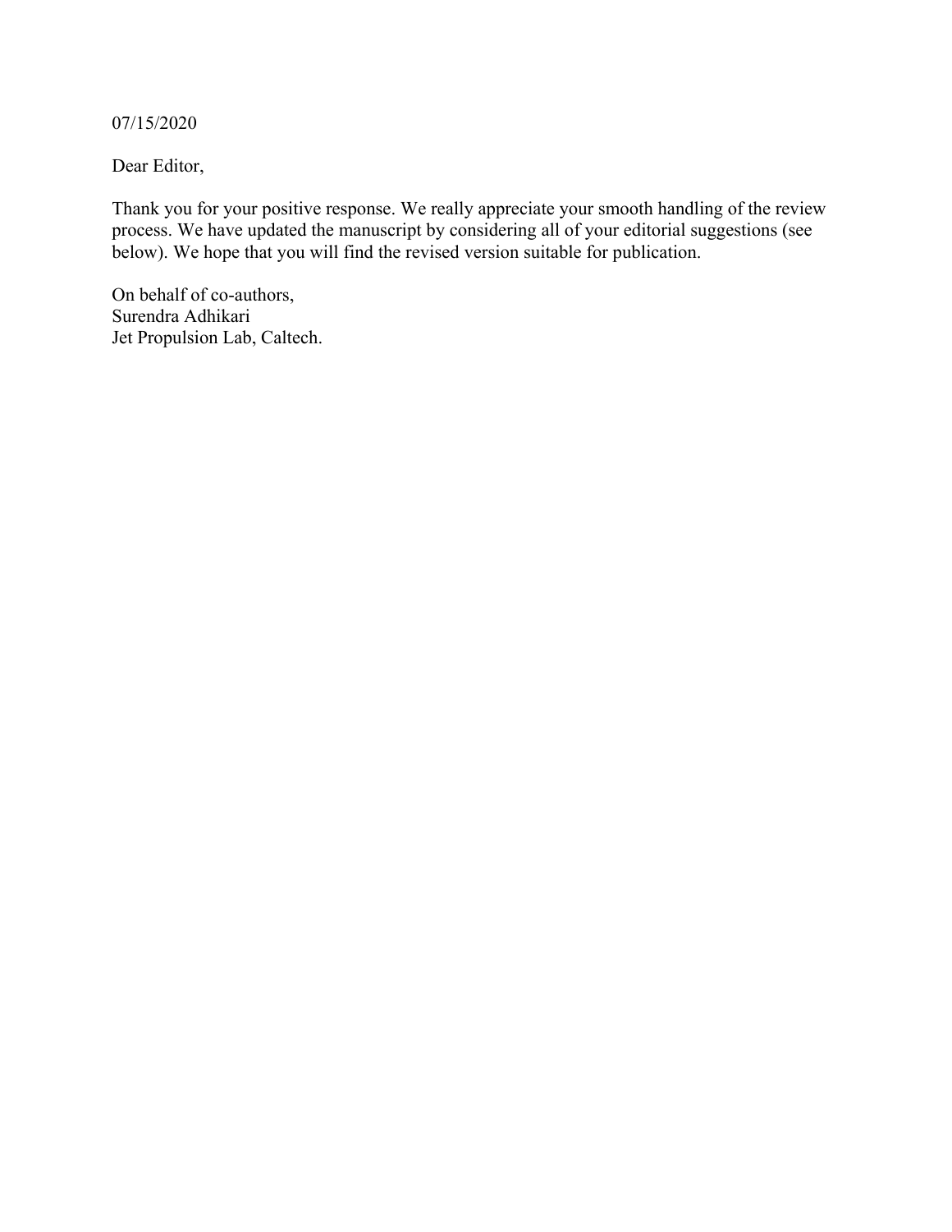07/15/2020

Dear Editor,

Thank you for your positive response. We really appreciate your smooth handling of the review process. We have updated the manuscript by considering all of your editorial suggestions (see below). We hope that you will find the revised version suitable for publication.

On behalf of co-authors,  
Surendra Adhikari  
Jet Propulsion Lab, Caltech.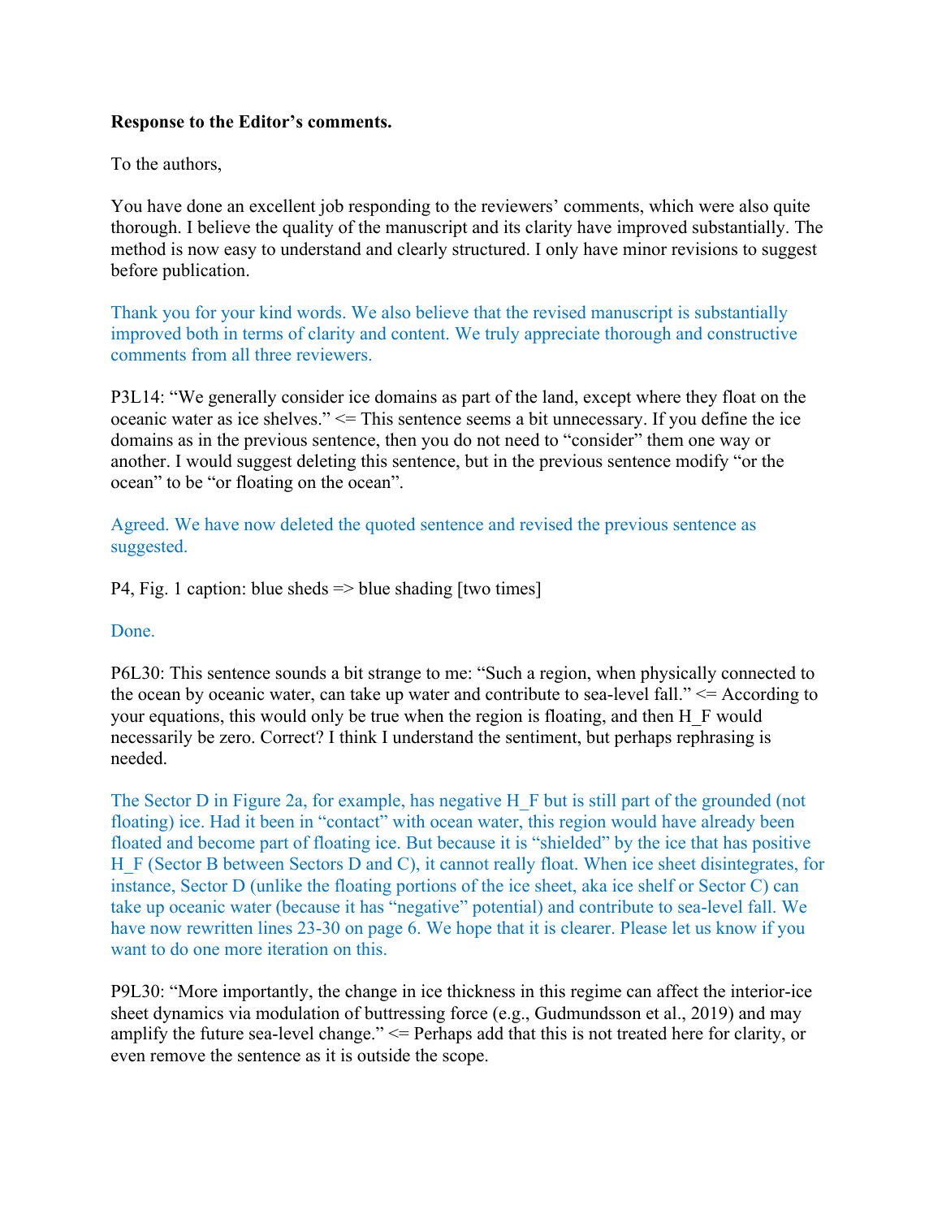**Response to the Editor's comments.**

To the authors,

You have done an excellent job responding to the reviewers' comments, which were also quite thorough. I believe the quality of the manuscript and its clarity have improved substantially. The method is now easy to understand and clearly structured. I only have minor revisions to suggest before publication.

Thank you for your kind words. We also believe that the revised manuscript is substantially improved both in terms of clarity and content. We truly appreciate thorough and constructive comments from all three reviewers.

P3L14: "We generally consider ice domains as part of the land, except where they float on the oceanic water as ice shelves." <= This sentence seems a bit unnecessary. If you define the ice domains as in the previous sentence, then you do not need to "consider" them one way or another. I would suggest deleting this sentence, but in the previous sentence modify "or the ocean" to be "or floating on the ocean".

Agreed. We have now deleted the quoted sentence and revised the previous sentence as suggested.

P4, Fig. 1 caption: blue sheds => blue shading [two times]

Done.

P6L30: This sentence sounds a bit strange to me: "Such a region, when physically connected to the ocean by oceanic water, can take up water and contribute to sea-level fall." <= According to your equations, this would only be true when the region is floating, and then $H_F$ would necessarily be zero. Correct? I think I understand the sentiment, but perhaps rephrasing is needed.

The Sector D in Figure 2a, for example, has negative $H_F$ but is still part of the grounded (not floating) ice. Had it been in "contact" with ocean water, this region would have already been floated and become part of floating ice. But because it is "shielded" by the ice that has positive $H_F$ (Sector B between Sectors D and C), it cannot really float. When ice sheet disintegrates, for instance, Sector D (unlike the floating portions of the ice sheet, aka ice shelf or Sector C) can take up oceanic water (because it has "negative" potential) and contribute to sea-level fall. We have now rewritten lines 23-30 on page 6. We hope that it is clearer. Please let us know if you want to do one more iteration on this.

P9L30: "More importantly, the change in ice thickness in this regime can affect the interior-ice sheet dynamics via modulation of buttressing force (e.g., Gudmundsson et al., 2019) and may amplify the future sea-level change." <= Perhaps add that this is not treated here for clarity, or even remove the sentence as it is outside the scope.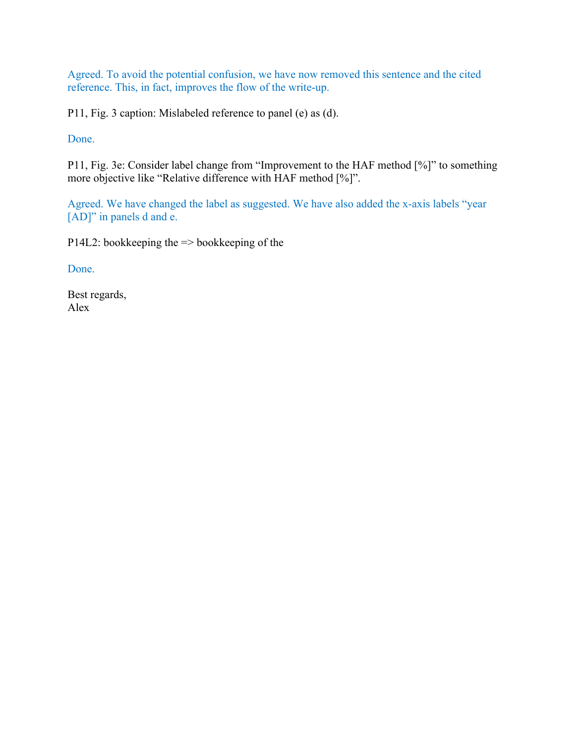Agreed. To avoid the potential confusion, we have now removed this sentence and the cited reference. This, in fact, improves the flow of the write-up.

P11, Fig. 3 caption: Mislabeled reference to panel (e) as (d).

Done.

P11, Fig. 3e: Consider label change from "Improvement to the HAF method [%]" to something more objective like "Relative difference with HAF method [%]".

Agreed. We have changed the label as suggested. We have also added the x-axis labels "year [AD]" in panels d and e.

P14L2: bookkeeping the => bookkeeping of the

Done.

Best regards,
Alex